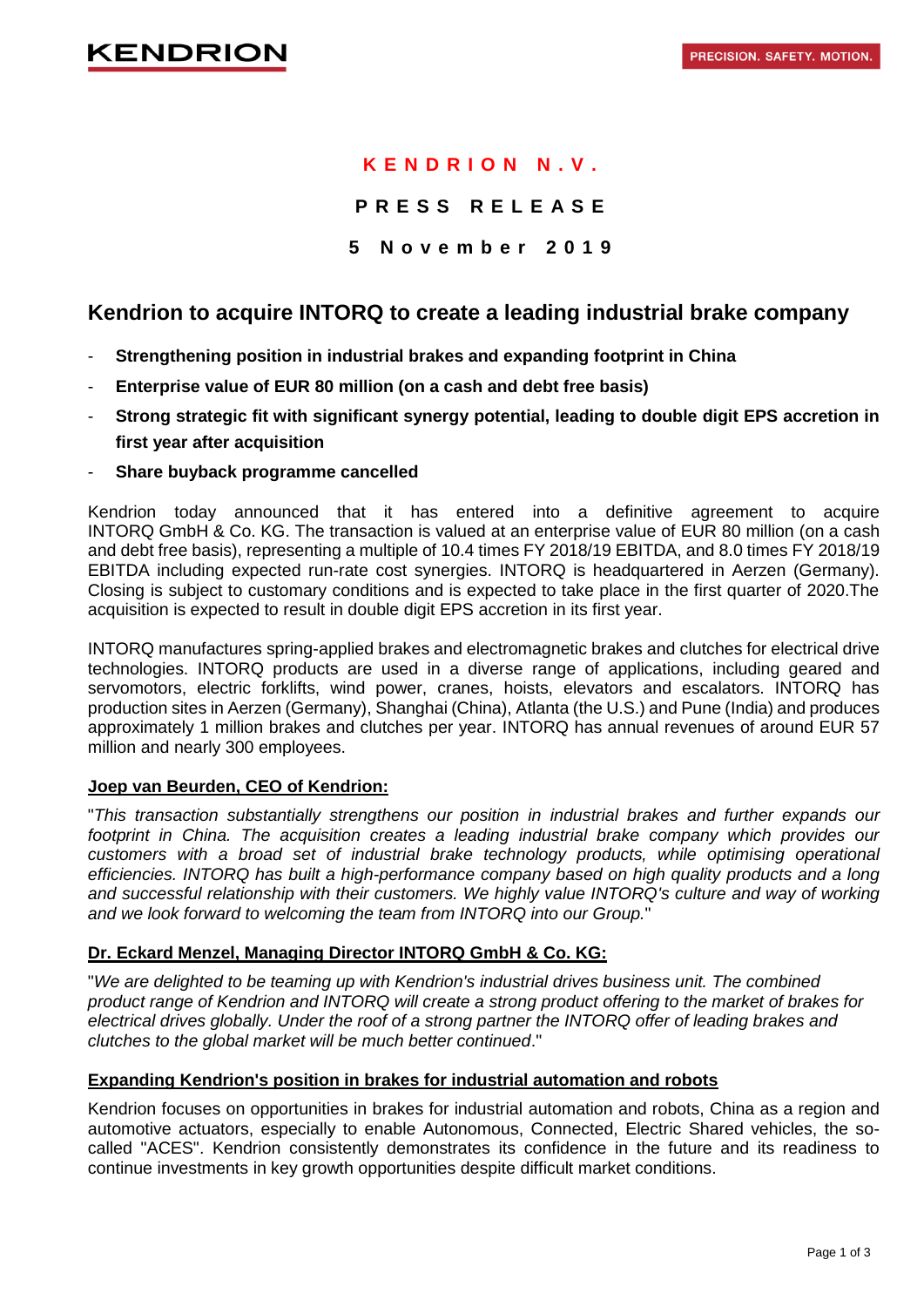**KENDRION N.V.**

**PRESS RELEASE**

**5 November 2019**

## Kendrion to acquire INTORQ to create a leading industrial brake company

- **Strengthening position in industrial brakes and expanding footprint in China**
- **Enterprise value of EUR 80 million (on a cash and debt free basis)**
- **Strong strategic fit with significant synergy potential, leading to double digit EPS accretion in first year after acquisition**
- **Share buyback programme cancelled**

Kendrion today announced that it has entered into a definitive agreement to acquire INTORQ GmbH & Co. KG. The transaction is valued at an enterprise value of EUR 80 million (on a cash and debt free basis), representing a multiple of 10.4 times FY 2018/19 EBITDA, and 8.0 times FY 2018/19 EBITDA including expected run-rate cost synergies. INTORQ is headquartered in Aerzen (Germany). Closing is subject to customary conditions and is expected to take place in the first quarter of 2020.The acquisition is expected to result in double digit EPS accretion in its first year.

INTORQ manufactures spring-applied brakes and electromagnetic brakes and clutches for electrical drive technologies. INTORQ products are used in a diverse range of applications, including geared and servomotors, electric forklifts, wind power, cranes, hoists, elevators and escalators. INTORQ has production sites in Aerzen (Germany), Shanghai (China), Atlanta (the U.S.) and Pune (India) and produces approximately 1 million brakes and clutches per year. INTORQ has annual revenues of around EUR 57 million and nearly 300 employees.

**Joep van Beurden, CEO of Kendrion:**

"*This transaction substantially strengthens our position in industrial brakes and further expands our footprint in China. The acquisition creates a leading industrial brake company which provides our customers with a broad set of industrial brake technology products, while optimising operational efficiencies. INTORQ has built a high-performance company based on high quality products and a long and successful relationship with their customers. We highly value INTORQ's culture and way of working and we look forward to welcoming the team from INTORQ into our Group.*"

**Dr. Eckard Menzel, Managing Director INTORQ GmbH & Co. KG:**

"*We are delighted to be teaming up with Kendrion's industrial drives business unit. The combined product range of Kendrion and INTORQ will create a strong product offering to the market of brakes for electrical drives globally. Under the roof of a strong partner the INTORQ offer of leading brakes and clutches to the global market will be much better continued*."

**Expanding Kendrion's position in brakes for industrial automation and robots**

Kendrion focuses on opportunities in brakes for industrial automation and robots, China as a region and automotive actuators, especially to enable Autonomous, Connected, Electric Shared vehicles, the so-called "ACES". Kendrion consistently demonstrates its confidence in the future and its readiness to continue investments in key growth opportunities despite difficult market conditions.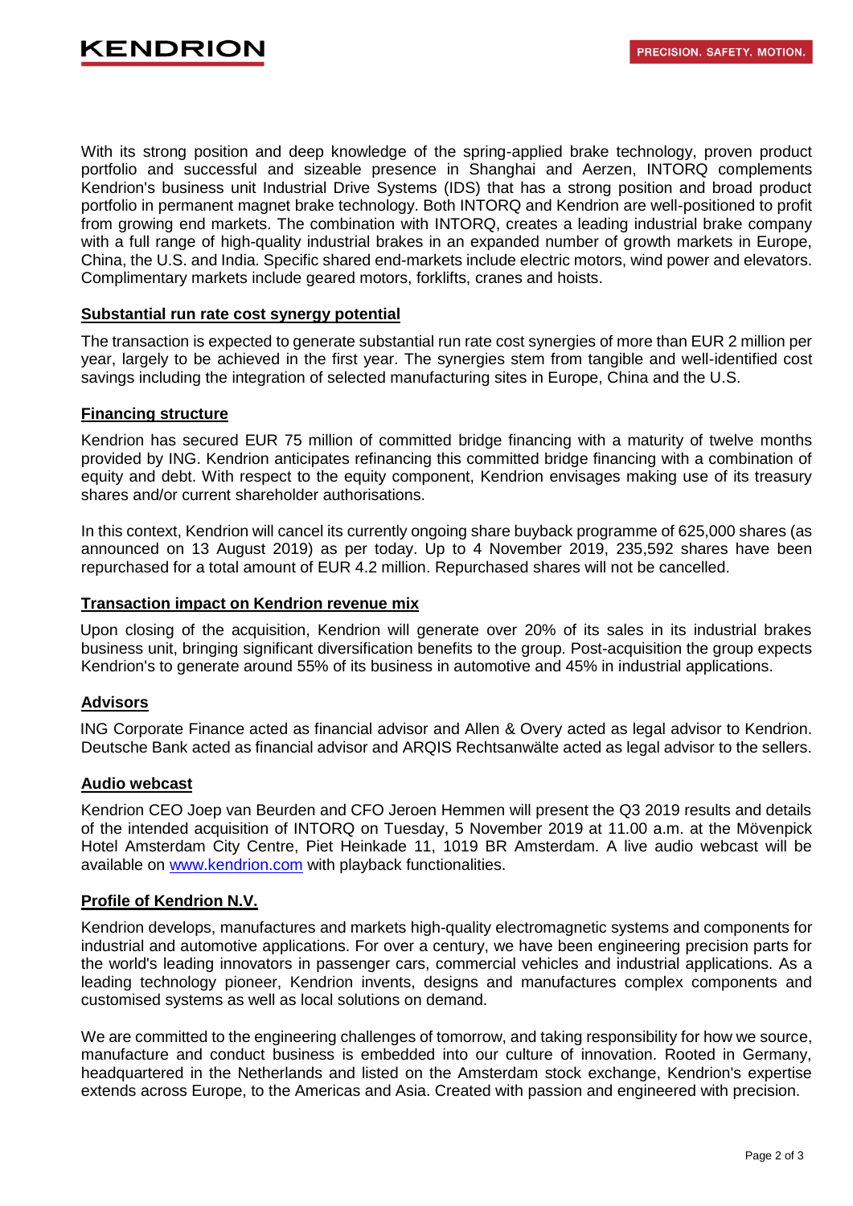With its strong position and deep knowledge of the spring-applied brake technology, proven product portfolio and successful and sizeable presence in Shanghai and Aerzen, INTORQ complements Kendrion's business unit Industrial Drive Systems (IDS) that has a strong position and broad product portfolio in permanent magnet brake technology. Both INTORQ and Kendrion are well-positioned to profit from growing end markets. The combination with INTORQ, creates a leading industrial brake company with a full range of high-quality industrial brakes in an expanded number of growth markets in Europe, China, the U.S. and India. Specific shared end-markets include electric motors, wind power and elevators. Complimentary markets include geared motors, forklifts, cranes and hoists.

## Substantial run rate cost synergy potential

The transaction is expected to generate substantial run rate cost synergies of more than EUR 2 million per year, largely to be achieved in the first year. The synergies stem from tangible and well-identified cost savings including the integration of selected manufacturing sites in Europe, China and the U.S.

## Financing structure

Kendrion has secured EUR 75 million of committed bridge financing with a maturity of twelve months provided by ING. Kendrion anticipates refinancing this committed bridge financing with a combination of equity and debt. With respect to the equity component, Kendrion envisages making use of its treasury shares and/or current shareholder authorisations.

In this context, Kendrion will cancel its currently ongoing share buyback programme of 625,000 shares (as announced on 13 August 2019) as per today. Up to 4 November 2019, 235,592 shares have been repurchased for a total amount of EUR 4.2 million. Repurchased shares will not be cancelled.

## Transaction impact on Kendrion revenue mix

Upon closing of the acquisition, Kendrion will generate over 20% of its sales in its industrial brakes business unit, bringing significant diversification benefits to the group. Post-acquisition the group expects Kendrion's to generate around 55% of its business in automotive and 45% in industrial applications.

## Advisors

ING Corporate Finance acted as financial advisor and Allen & Overy acted as legal advisor to Kendrion. Deutsche Bank acted as financial advisor and ARQIS Rechtsanwälte acted as legal advisor to the sellers.

## Audio webcast

Kendrion CEO Joep van Beurden and CFO Jeroen Hemmen will present the Q3 2019 results and details of the intended acquisition of INTORQ on Tuesday, 5 November 2019 at 11.00 a.m. at the Mövenpick Hotel Amsterdam City Centre, Piet Heinkade 11, 1019 BR Amsterdam. A live audio webcast will be available on www.kendrion.com with playback functionalities.

## Profile of Kendrion N.V.

Kendrion develops, manufactures and markets high-quality electromagnetic systems and components for industrial and automotive applications. For over a century, we have been engineering precision parts for the world's leading innovators in passenger cars, commercial vehicles and industrial applications. As a leading technology pioneer, Kendrion invents, designs and manufactures complex components and customised systems as well as local solutions on demand.

We are committed to the engineering challenges of tomorrow, and taking responsibility for how we source, manufacture and conduct business is embedded into our culture of innovation. Rooted in Germany, headquartered in the Netherlands and listed on the Amsterdam stock exchange, Kendrion's expertise extends across Europe, to the Americas and Asia. Created with passion and engineered with precision.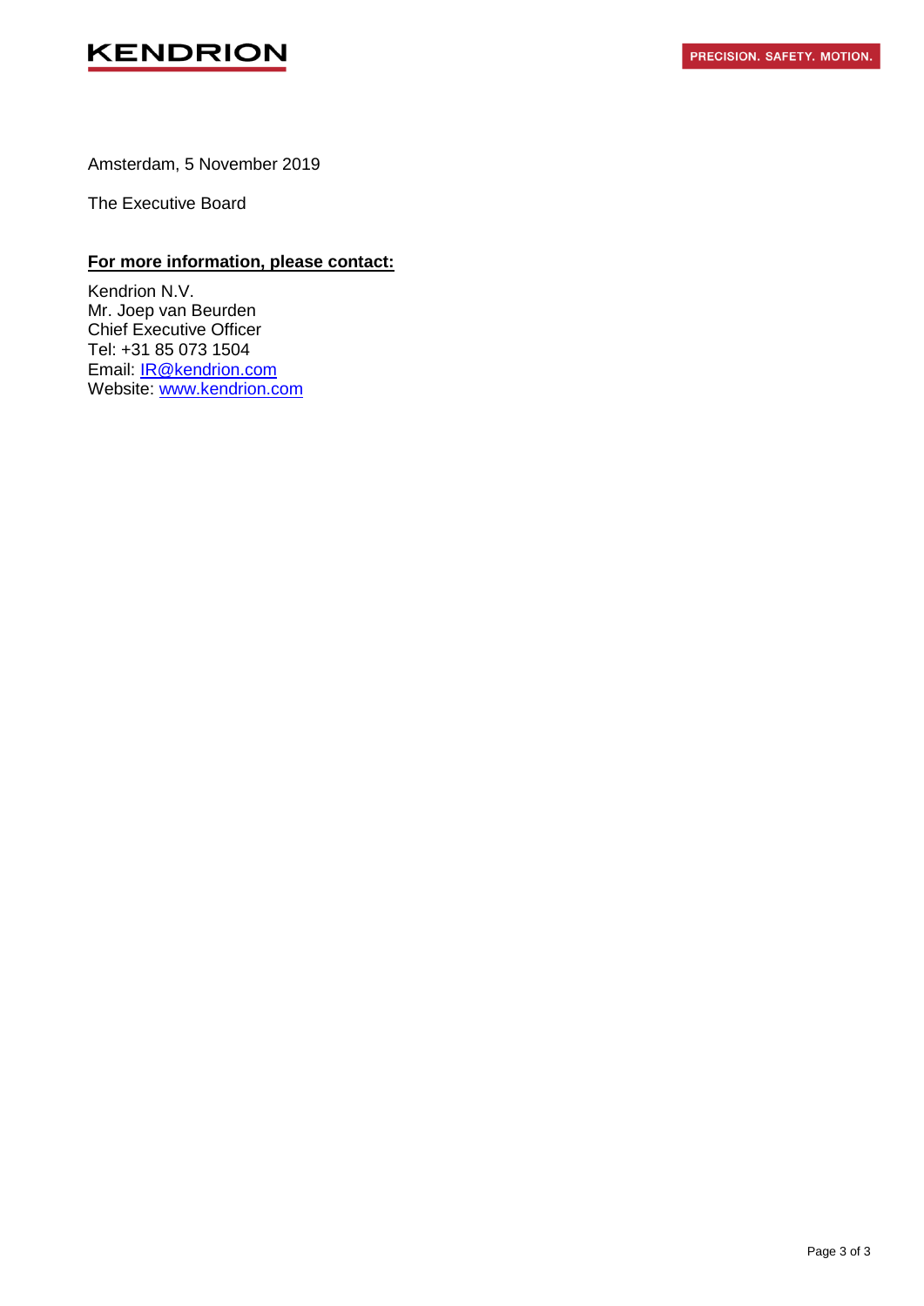Amsterdam, 5 November 2019

The Executive Board

**For more information, please contact:**

Kendrion N.V.
Mr. Joep van Beurden
Chief Executive Officer
Tel: +31 85 073 1504
Email: IR@kendrion.com
Website: www.kendrion.com